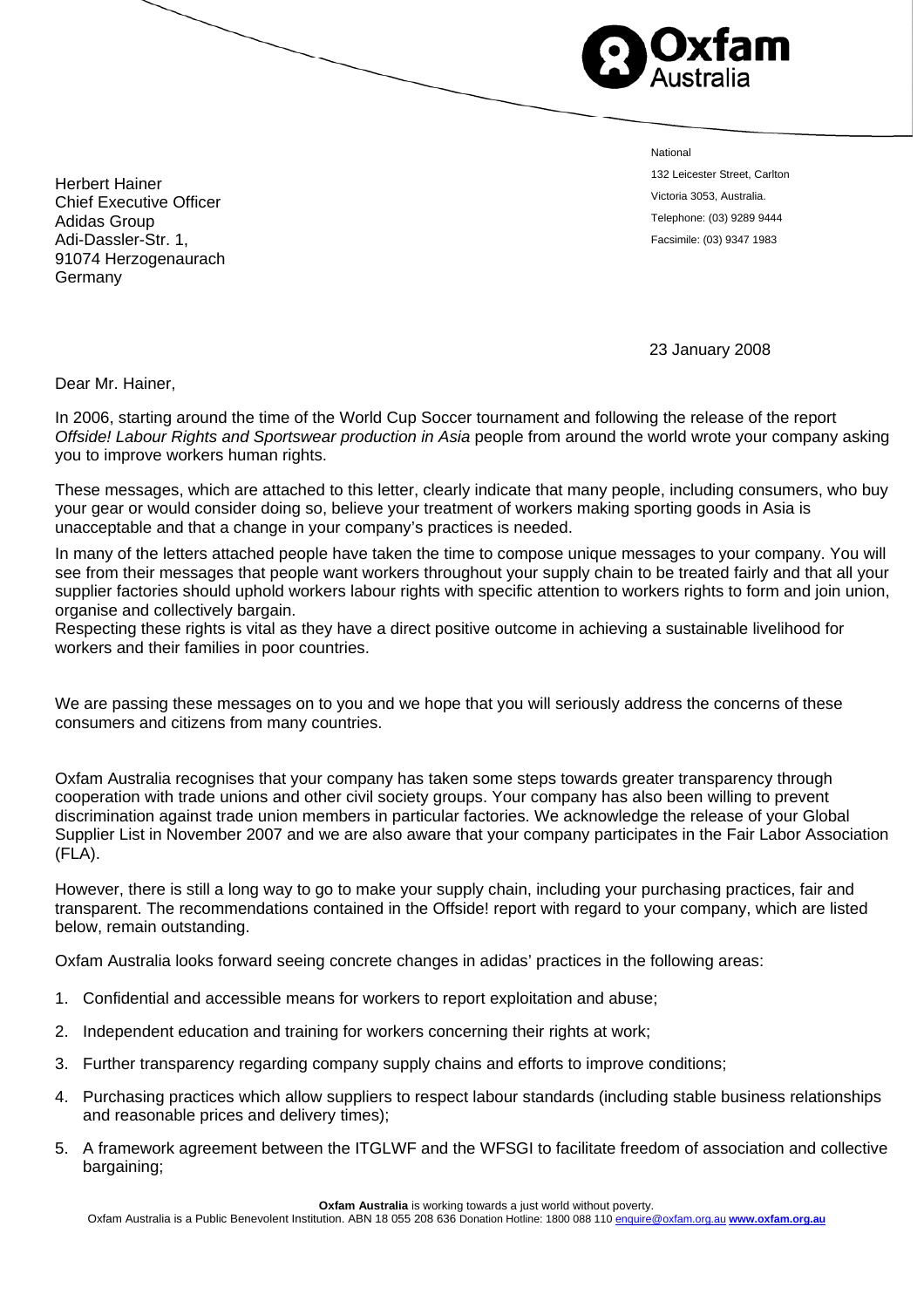Oxfam Australia

National
132 Leicester Street, Carlton
Victoria 3053, Australia.
Telephone: (03) 9289 9444
Facsimile: (03) 9347 1983

Herbert Hainer
Chief Executive Officer
Adidas Group
Adi-Dassler-Str. 1,
91074 Herzogenaurach
Germany

23 January 2008

Dear Mr. Hainer,

In 2006, starting around the time of the World Cup Soccer tournament and following the release of the report *Offside! Labour Rights and Sportswear production in Asia* people from around the world wrote your company asking you to improve workers human rights.

These messages, which are attached to this letter, clearly indicate that many people, including consumers, who buy your gear or would consider doing so, believe your treatment of workers making sporting goods in Asia is unacceptable and that a change in your company's practices is needed.

In many of the letters attached people have taken the time to compose unique messages to your company. You will see from their messages that people want workers throughout your supply chain to be treated fairly and that all your supplier factories should uphold workers labour rights with specific attention to workers rights to form and join union, organise and collectively bargain.
Respecting these rights is vital as they have a direct positive outcome in achieving a sustainable livelihood for workers and their families in poor countries.

We are passing these messages on to you and we hope that you will seriously address the concerns of these consumers and citizens from many countries.

Oxfam Australia recognises that your company has taken some steps towards greater transparency through cooperation with trade unions and other civil society groups. Your company has also been willing to prevent discrimination against trade union members in particular factories. We acknowledge the release of your Global Supplier List in November 2007 and we are also aware that your company participates in the Fair Labor Association (FLA).

However, there is still a long way to go to make your supply chain, including your purchasing practices, fair and transparent. The recommendations contained in the Offside! report with regard to your company, which are listed below, remain outstanding.

Oxfam Australia looks forward seeing concrete changes in adidas' practices in the following areas:

1. Confidential and accessible means for workers to report exploitation and abuse;
2. Independent education and training for workers concerning their rights at work;
3. Further transparency regarding company supply chains and efforts to improve conditions;
4. Purchasing practices which allow suppliers to respect labour standards (including stable business relationships and reasonable prices and delivery times);
5. A framework agreement between the ITGLWF and the WFSGI to facilitate freedom of association and collective bargaining;

**Oxfam Australia** is working towards a just world without poverty.
Oxfam Australia is a Public Benevolent Institution. ABN 18 055 208 636 Donation Hotline: 1800 088 110 enquire@oxfam.org.au **www.oxfam.org.au**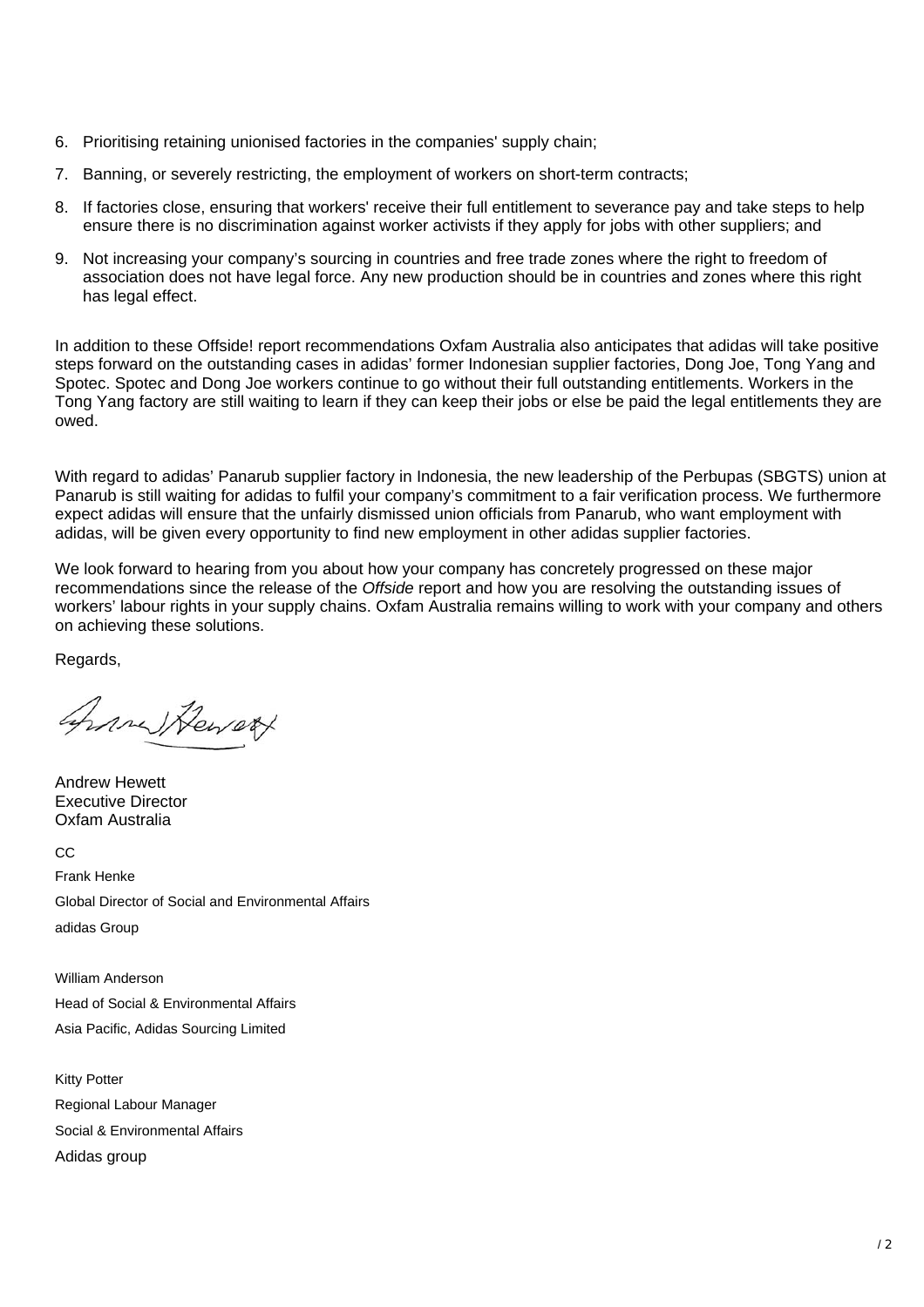6. Prioritising retaining unionised factories in the companies' supply chain;
7. Banning, or severely restricting, the employment of workers on short-term contracts;
8. If factories close, ensuring that workers' receive their full entitlement to severance pay and take steps to help ensure there is no discrimination against worker activists if they apply for jobs with other suppliers; and
9. Not increasing your company's sourcing in countries and free trade zones where the right to freedom of association does not have legal force. Any new production should be in countries and zones where this right has legal effect.

In addition to these Offside! report recommendations Oxfam Australia also anticipates that adidas will take positive steps forward on the outstanding cases in adidas' former Indonesian supplier factories, Dong Joe, Tong Yang and Spotec. Spotec and Dong Joe workers continue to go without their full outstanding entitlements. Workers in the Tong Yang factory are still waiting to learn if they can keep their jobs or else be paid the legal entitlements they are owed.

With regard to adidas' Panarub supplier factory in Indonesia, the new leadership of the Perbupas (SBGTS) union at Panarub is still waiting for adidas to fulfil your company's commitment to a fair verification process. We furthermore expect adidas will ensure that the unfairly dismissed union officials from Panarub, who want employment with adidas, will be given every opportunity to find new employment in other adidas supplier factories.

We look forward to hearing from you about how your company has concretely progressed on these major recommendations since the release of the *Offside* report and how you are resolving the outstanding issues of workers' labour rights in your supply chains. Oxfam Australia remains willing to work with your company and others on achieving these solutions.

Regards,

Andrew Hewett
Executive Director
Oxfam Australia

CC

Frank Henke

Global Director of Social and Environmental Affairs

adidas Group

William Anderson

Head of Social & Environmental Affairs

Asia Pacific, Adidas Sourcing Limited

Kitty Potter

Regional Labour Manager

Social & Environmental Affairs

Adidas group